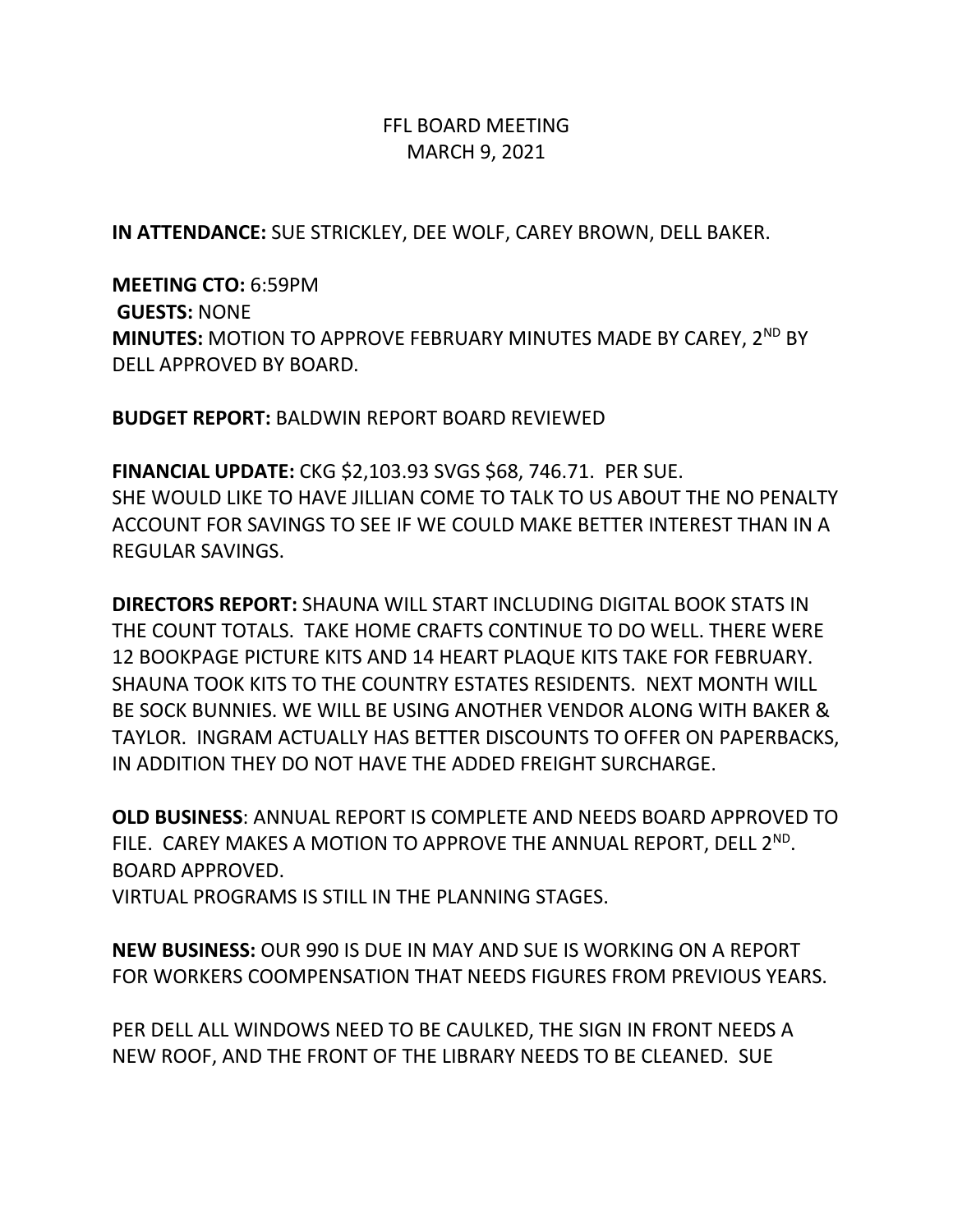# FFL BOARD MEETING
## MARCH 9, 2021

**IN ATTENDANCE:** SUE STRICKLEY, DEE WOLF, CAREY BROWN, DELL BAKER.

**MEETING CTO:** 6:59PM
**GUESTS:** NONE
**MINUTES:** MOTION TO APPROVE FEBRUARY MINUTES MADE BY CAREY, 2ND BY DELL APPROVED BY BOARD.

**BUDGET REPORT:** BALDWIN REPORT BOARD REVIEWED

**FINANCIAL UPDATE:** CKG $2,103.93 SVGS $68, 746.71. PER SUE.
SHE WOULD LIKE TO HAVE JILLIAN COME TO TALK TO US ABOUT THE NO PENALTY ACCOUNT FOR SAVINGS TO SEE IF WE COULD MAKE BETTER INTEREST THAN IN A REGULAR SAVINGS.

**DIRECTORS REPORT:** SHAUNA WILL START INCLUDING DIGITAL BOOK STATS IN THE COUNT TOTALS. TAKE HOME CRAFTS CONTINUE TO DO WELL. THERE WERE 12 BOOKPAGE PICTURE KITS AND 14 HEART PLAQUE KITS TAKE FOR FEBRUARY. SHAUNA TOOK KITS TO THE COUNTRY ESTATES RESIDENTS. NEXT MONTH WILL BE SOCK BUNNIES. WE WILL BE USING ANOTHER VENDOR ALONG WITH BAKER & TAYLOR. INGRAM ACTUALLY HAS BETTER DISCOUNTS TO OFFER ON PAPERBACKS, IN ADDITION THEY DO NOT HAVE THE ADDED FREIGHT SURCHARGE.

**OLD BUSINESS**: ANNUAL REPORT IS COMPLETE AND NEEDS BOARD APPROVED TO FILE. CAREY MAKES A MOTION TO APPROVE THE ANNUAL REPORT, DELL 2ND. BOARD APPROVED.
VIRTUAL PROGRAMS IS STILL IN THE PLANNING STAGES.

**NEW BUSINESS:** OUR 990 IS DUE IN MAY AND SUE IS WORKING ON A REPORT FOR WORKERS COOMPENSATION THAT NEEDS FIGURES FROM PREVIOUS YEARS.

PER DELL ALL WINDOWS NEED TO BE CAULKED, THE SIGN IN FRONT NEEDS A NEW ROOF, AND THE FRONT OF THE LIBRARY NEEDS TO BE CLEANED. SUE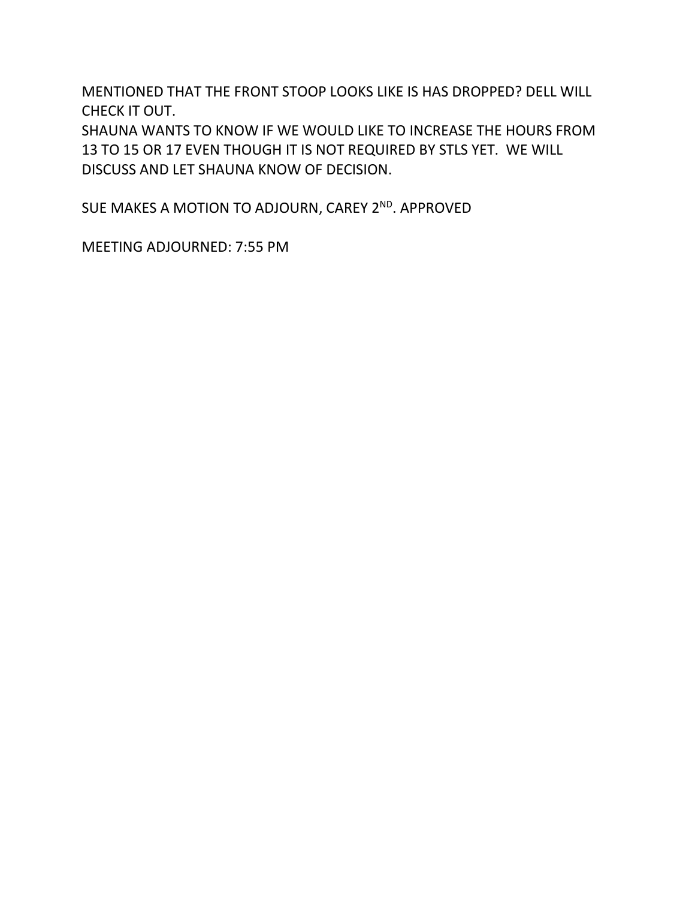MENTIONED THAT THE FRONT STOOP LOOKS LIKE IS HAS DROPPED? DELL WILL CHECK IT OUT.
SHAUNA WANTS TO KNOW IF WE WOULD LIKE TO INCREASE THE HOURS FROM 13 TO 15 OR 17 EVEN THOUGH IT IS NOT REQUIRED BY STLS YET. WE WILL DISCUSS AND LET SHAUNA KNOW OF DECISION.

SUE MAKES A MOTION TO ADJOURN, CAREY 2ND. APPROVED

MEETING ADJOURNED: 7:55 PM